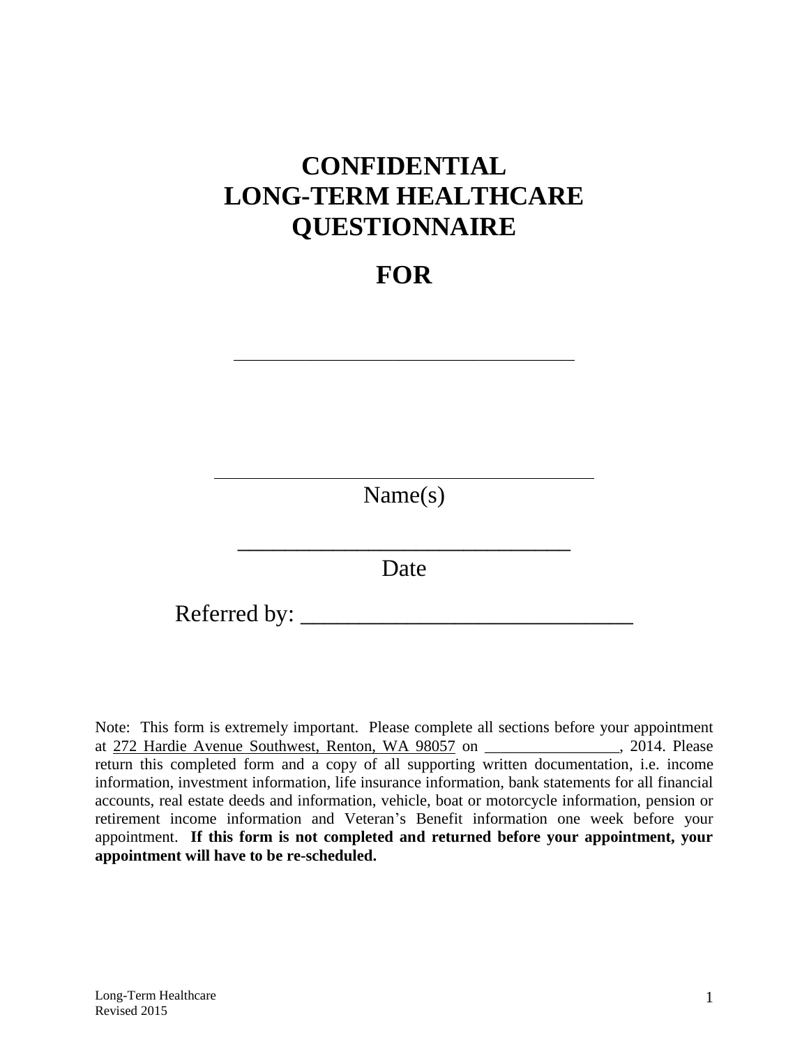# CONFIDENTIAL
# LONG-TERM HEALTHCARE QUESTIONNAIRE

# FOR

______________________________________

______________________________________

Name(s)

____________________________

Date

Referred by: ____________________________

Note: This form is extremely important. Please complete all sections before your appointment at 272 Hardie Avenue Southwest, Renton, WA 98057 on _________________, 2014. Please return this completed form and a copy of all supporting written documentation, i.e. income information, investment information, life insurance information, bank statements for all financial accounts, real estate deeds and information, vehicle, boat or motorcycle information, pension or retirement income information and Veteran's Benefit information one week before your appointment. **If this form is not completed and returned before your appointment, your appointment will have to be re-scheduled.**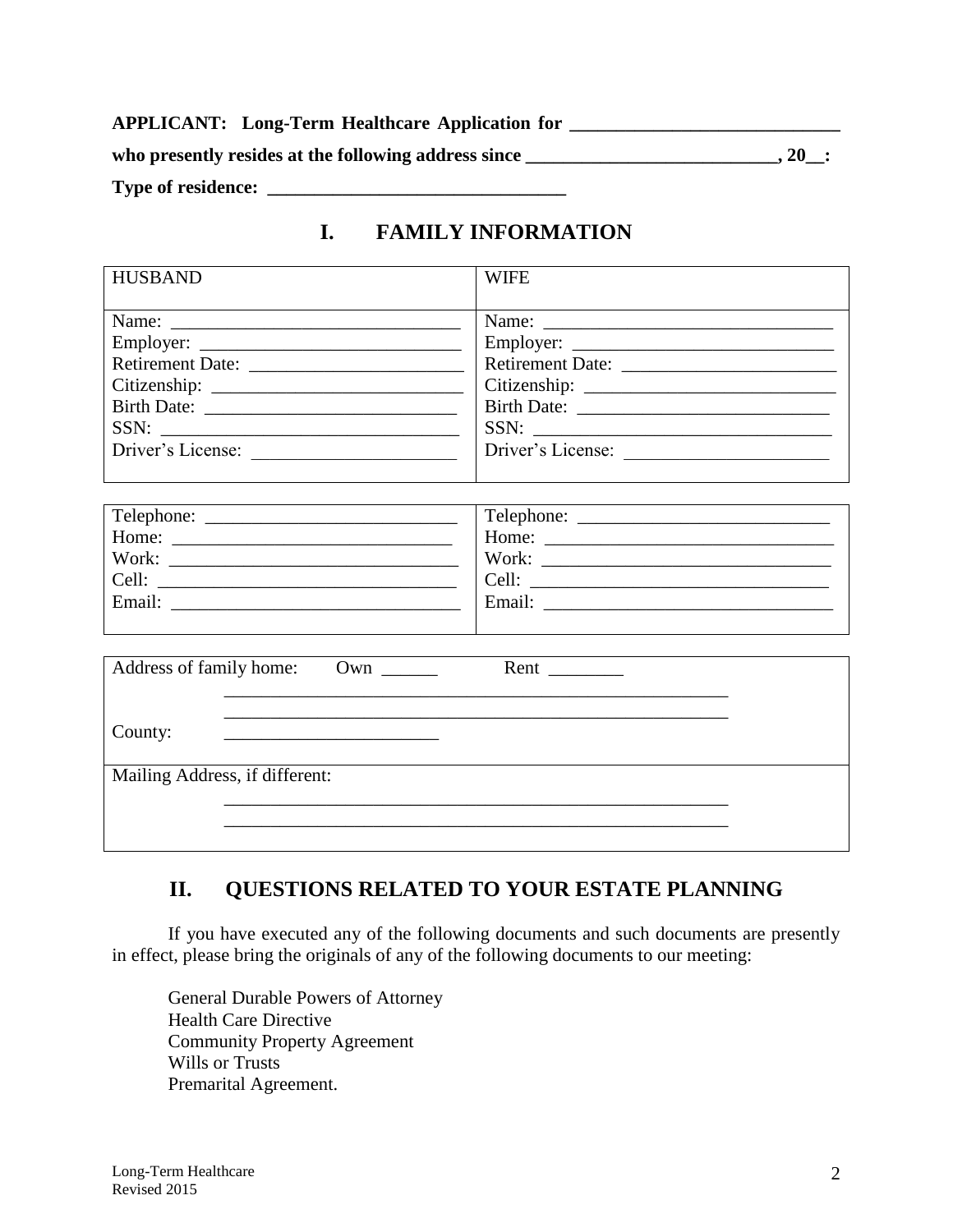**APPLICANT: Long-Term Healthcare Application for ____________________________**

**who presently resides at the following address since __________________________, 20__:**

**Type of residence: ______________________________**

# I. FAMILY INFORMATION

| HUSBAND | WIFE |
|---|---|
| Name: ______________________________<br>Employer: ___________________________<br>Retirement Date: ______________________<br>Citizenship: __________________________<br>Birth Date: ___________________________<br>SSN: _______________________________<br>Driver's License: _____________________ | Name: ______________________________<br>Employer: ___________________________<br>Retirement Date: ______________________<br>Citizenship: __________________________<br>Birth Date: ___________________________<br>SSN: _______________________________<br>Driver's License: _____________________ |

| | |
|---|---|
| Telephone: ___________________________<br>Home: ______________________________<br>Work: ______________________________<br>Cell: _______________________________<br>Email: ______________________________ | Telephone: ___________________________<br>Home: ______________________________<br>Work: ______________________________<br>Cell: _______________________________<br>Email: ______________________________ |

| |
|---|
| Address of family home: Own ______ Rent ________<br>______________________________________________________<br>______________________________________________________<br>County: _______________________ |
| Mailing Address, if different:<br>______________________________________________________<br>______________________________________________________ |

# II. QUESTIONS RELATED TO YOUR ESTATE PLANNING

If you have executed any of the following documents and such documents are presently in effect, please bring the originals of any of the following documents to our meeting:

General Durable Powers of Attorney
Health Care Directive
Community Property Agreement
Wills or Trusts
Premarital Agreement.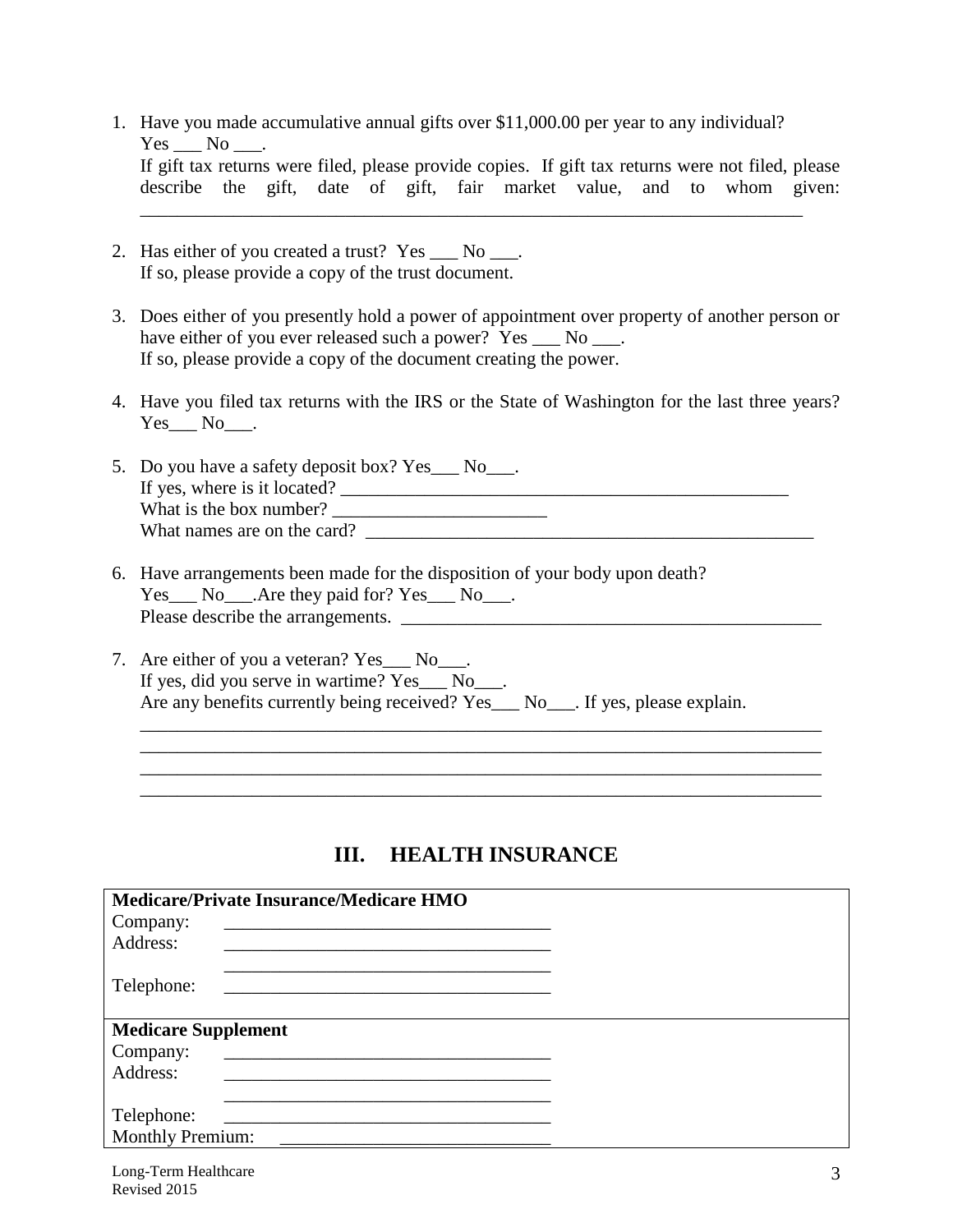1. Have you made accumulative annual gifts over $11,000.00 per year to any individual? Yes ___ No ___.
   If gift tax returns were filed, please provide copies. If gift tax returns were not filed, please describe the gift, date of gift, fair market value, and to whom given: ______________________________________________________________________

2. Has either of you created a trust? Yes ___ No ___.
   If so, please provide a copy of the trust document.

3. Does either of you presently hold a power of appointment over property of another person or have either of you ever released such a power? Yes ___ No ___.
   If so, please provide a copy of the document creating the power.

4. Have you filed tax returns with the IRS or the State of Washington for the last three years? Yes___ No___.

5. Do you have a safety deposit box? Yes___ No___.
   If yes, where is it located? ______________________________________________
   What is the box number? _______________________
   What names are on the card? ______________________________________________

6. Have arrangements been made for the disposition of your body upon death?
   Yes___ No___.Are they paid for? Yes___ No___.
   Please describe the arrangements. ______________________________________________

7. Are either of you a veteran? Yes___ No___.
   If yes, did you serve in wartime? Yes___ No___.
   Are any benefits currently being received? Yes___ No___. If yes, please explain.
   ______________________________________________________________________
   ______________________________________________________________________
   ______________________________________________________________________
   ______________________________________________________________________

## III. HEALTH INSURANCE

| **Medicare/Private Insurance/Medicare HMO** | |
|---|---|
| Company: | ___________________________________ |
| Address: | ___________________________________ |
| | ___________________________________ |
| Telephone: | ___________________________________ |
| **Medicare Supplement** | |
| Company: | ___________________________________ |
| Address: | ___________________________________ |
| | ___________________________________ |
| Telephone: | ___________________________________ |
| Monthly Premium: | _____________________________ |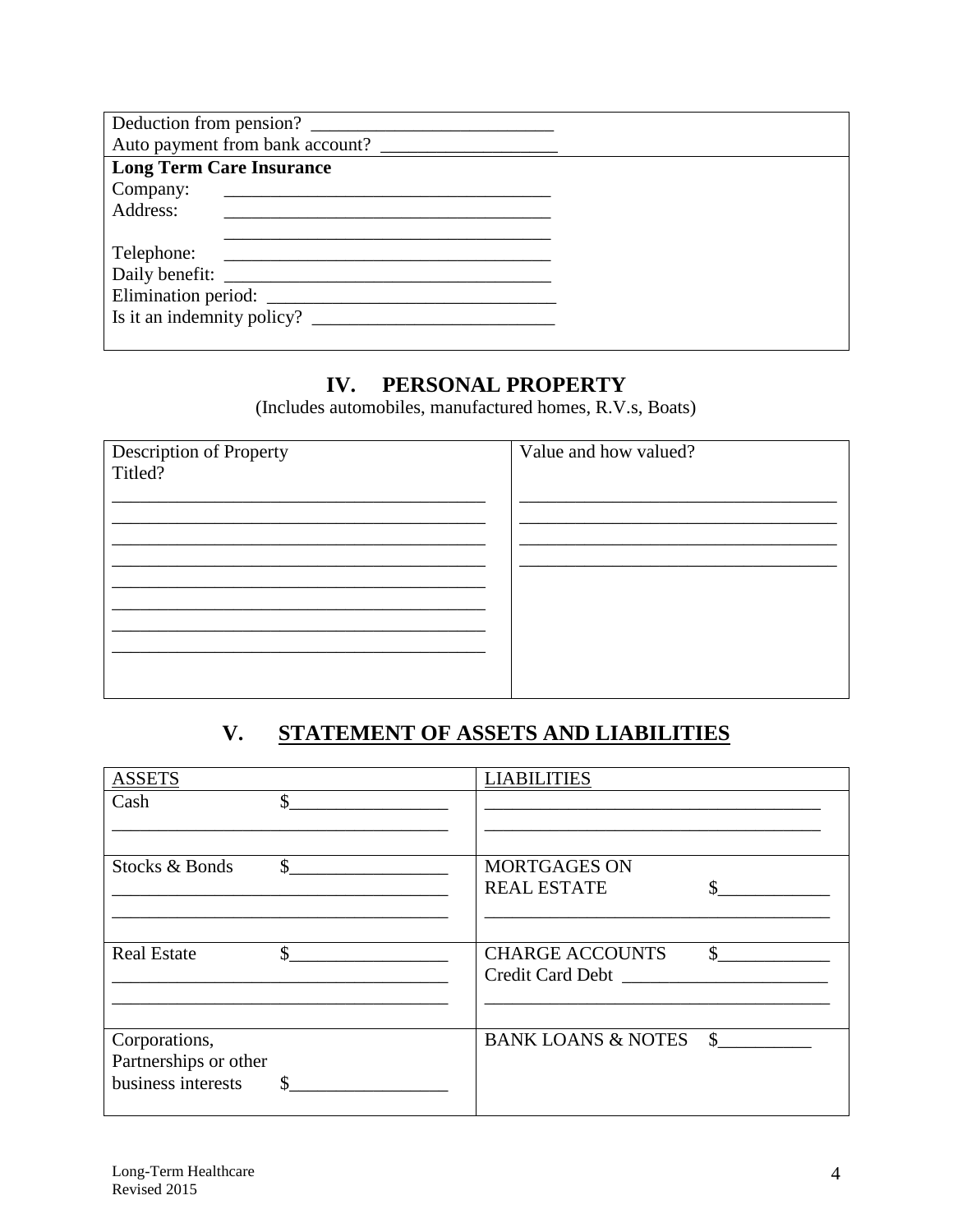| Deduction from pension? ___________________________<br>Auto payment from bank account? ____________________ |
|---|
| **Long Term Care Insurance**<br>Company: ___________________________________<br>Address: ___________________________________<br>___________________________________<br>Telephone: ___________________________________<br>Daily benefit: ___________________________________<br>Elimination period: _______________________________<br>Is it an indemnity policy? ___________________________ |

## IV. PERSONAL PROPERTY

(Includes automobiles, manufactured homes, R.V.s, Boats)

| Description of Property<br>Titled? | Value and how valued? |
|---|---|
| ___________________________________________<br>___________________________________________<br>___________________________________________<br>___________________________________________<br>___________________________________________<br>___________________________________________<br>___________________________________________<br>___________________________________________ | ____________________________________<br>____________________________________<br>____________________________________<br>____________________________________ |

## V. STATEMENT OF ASSETS AND LIABILITIES

| ASSETS | LIABILITIES |
|---|---|
| Cash $_________________<br>_____________________________________ | _____________________________________<br>_____________________________________ |
| Stocks & Bonds $_________________<br>_____________________________________<br>_____________________________________ | MORTGAGES ON<br>REAL ESTATE $____________<br>_____________________________________ |
| Real Estate $_________________<br>_____________________________________<br>_____________________________________ | CHARGE ACCOUNTS $____________<br>Credit Card Debt _______________________<br>_____________________________________ |
| Corporations,<br>Partnerships or other<br>business interests $_________________ | BANK LOANS & NOTES $__________ |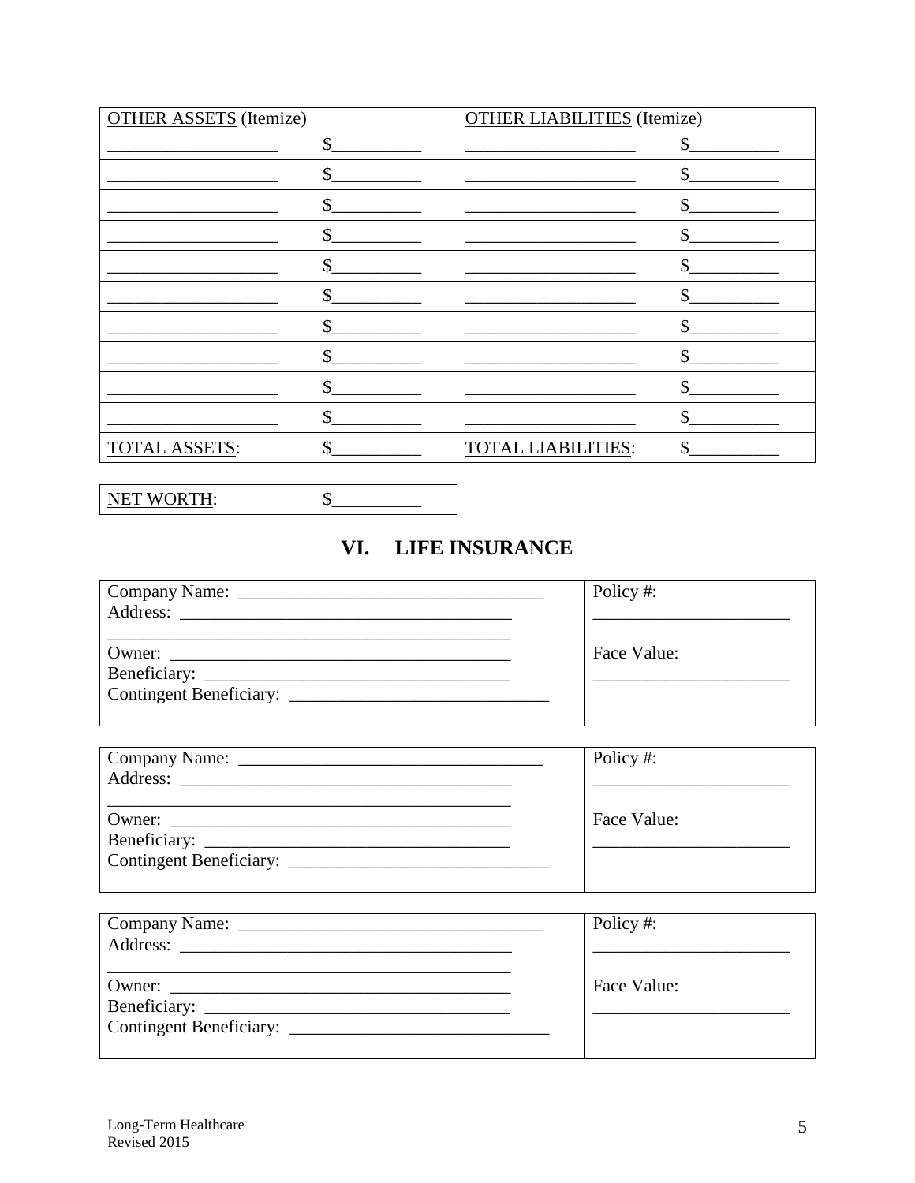| OTHER ASSETS (Itemize) | | OTHER LIABILITIES (Itemize) | |
|---|---|---|---|
| ___________________ | $__________ | ___________________ | $__________ |
| ___________________ | $__________ | ___________________ | $__________ |
| ___________________ | $__________ | ___________________ | $__________ |
| ___________________ | $__________ | ___________________ | $__________ |
| ___________________ | $__________ | ___________________ | $__________ |
| ___________________ | $__________ | ___________________ | $__________ |
| ___________________ | $__________ | ___________________ | $__________ |
| ___________________ | $__________ | ___________________ | $__________ |
| ___________________ | $__________ | ___________________ | $__________ |
| ___________________ | $__________ | ___________________ | $__________ |
| TOTAL ASSETS: | $__________ | TOTAL LIABILITIES: | $__________ |

| NET WORTH: | $__________ |
|---|---|

## VI. LIFE INSURANCE

| | |
|---|---|
| Company Name: ___________________________________<br>Address: _______________________________________<br>_______________________________________________<br>Owner: ________________________________________<br>Beneficiary: ____________________________________<br>Contingent Beneficiary: _____________________________ | Policy #:<br>______________________<br><br>Face Value:<br>______________________ |

| | |
|---|---|
| Company Name: ___________________________________<br>Address: _______________________________________<br>_______________________________________________<br>Owner: ________________________________________<br>Beneficiary: ____________________________________<br>Contingent Beneficiary: _____________________________ | Policy #:<br>______________________<br><br>Face Value:<br>______________________ |

| | |
|---|---|
| Company Name: ___________________________________<br>Address: _______________________________________<br>_______________________________________________<br>Owner: ________________________________________<br>Beneficiary: ____________________________________<br>Contingent Beneficiary: _____________________________ | Policy #:<br>______________________<br><br>Face Value:<br>______________________ |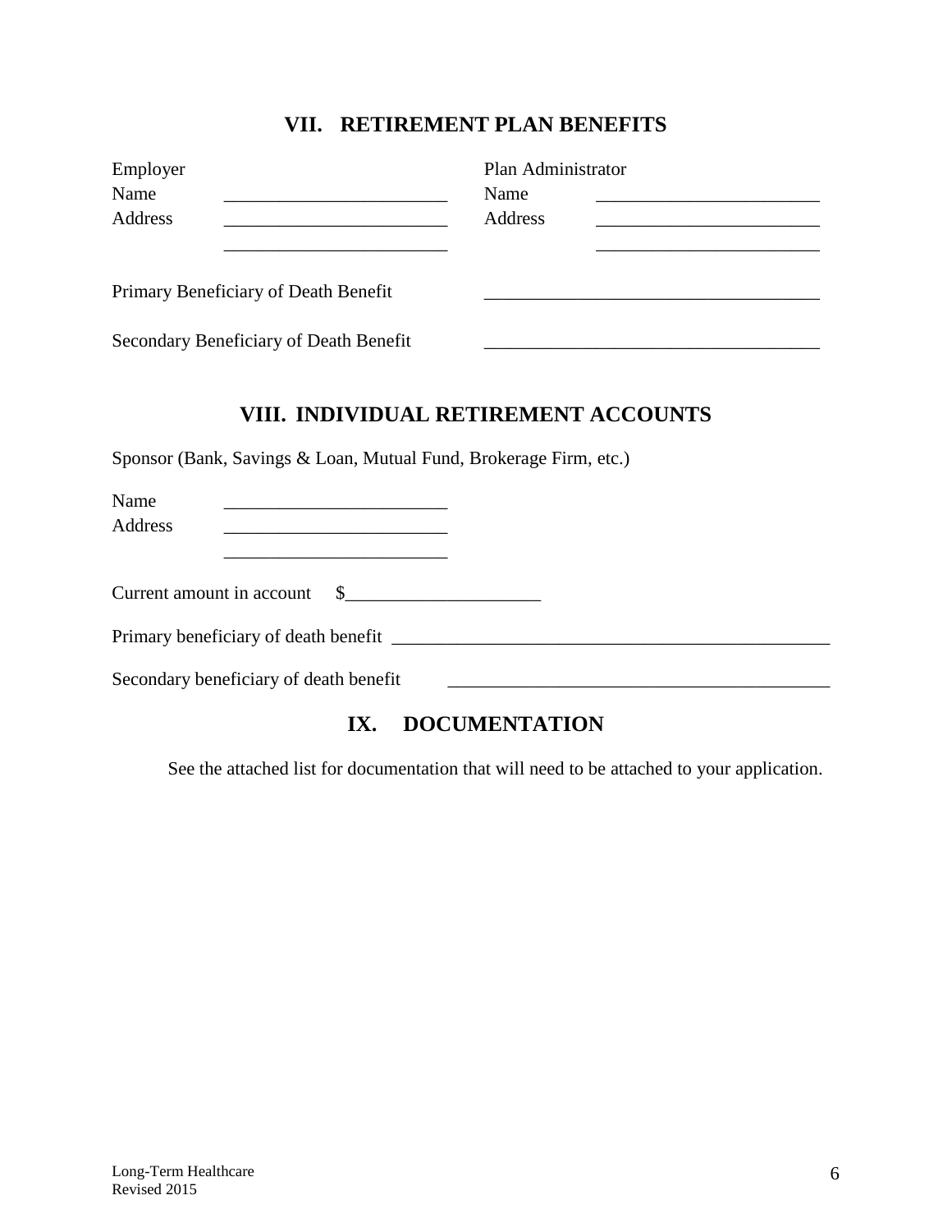## VII. RETIREMENT PLAN BENEFITS

| Employer | | Plan Administrator | |
|---|---|---|---|
| Name | ________________________ | Name | ________________________ |
| Address | ________________________ | Address | ________________________ |
| | ________________________ | | ________________________ |

Primary Beneficiary of Death Benefit ____________________________________

Secondary Beneficiary of Death Benefit ____________________________________

## VIII. INDIVIDUAL RETIREMENT ACCOUNTS

Sponsor (Bank, Savings & Loan, Mutual Fund, Brokerage Firm, etc.)

Name ________________________

Address ________________________

________________________

Current amount in account $_____________________

Primary beneficiary of death benefit ________________________________________________

Secondary beneficiary of death benefit ________________________________________

## IX. DOCUMENTATION

See the attached list for documentation that will need to be attached to your application.

Long-Term Healthcare
Revised 2015